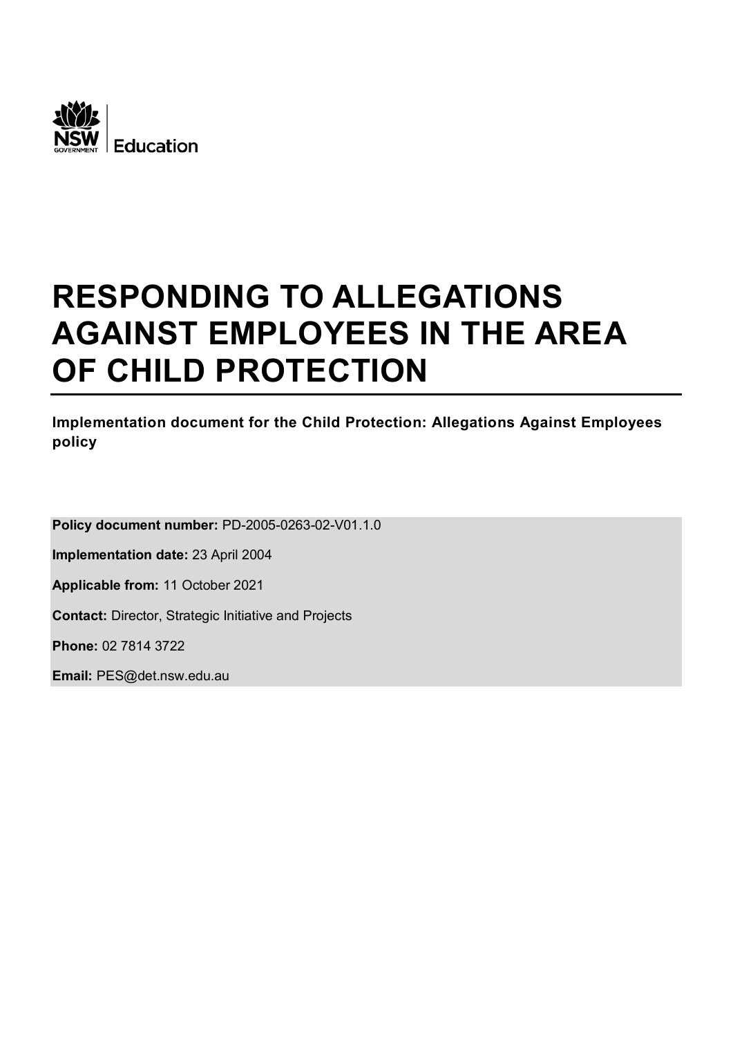NSW GOVERNMENT | Education

# RESPONDING TO ALLEGATIONS AGAINST EMPLOYEES IN THE AREA OF CHILD PROTECTION

**Implementation document for the Child Protection: Allegations Against Employees policy**

**Policy document number:** PD-2005-0263-02-V01.1.0

**Implementation date:** 23 April 2004

**Applicable from:** 11 October 2021

**Contact:** Director, Strategic Initiative and Projects

**Phone:** 02 7814 3722

**Email:** PES@det.nsw.edu.au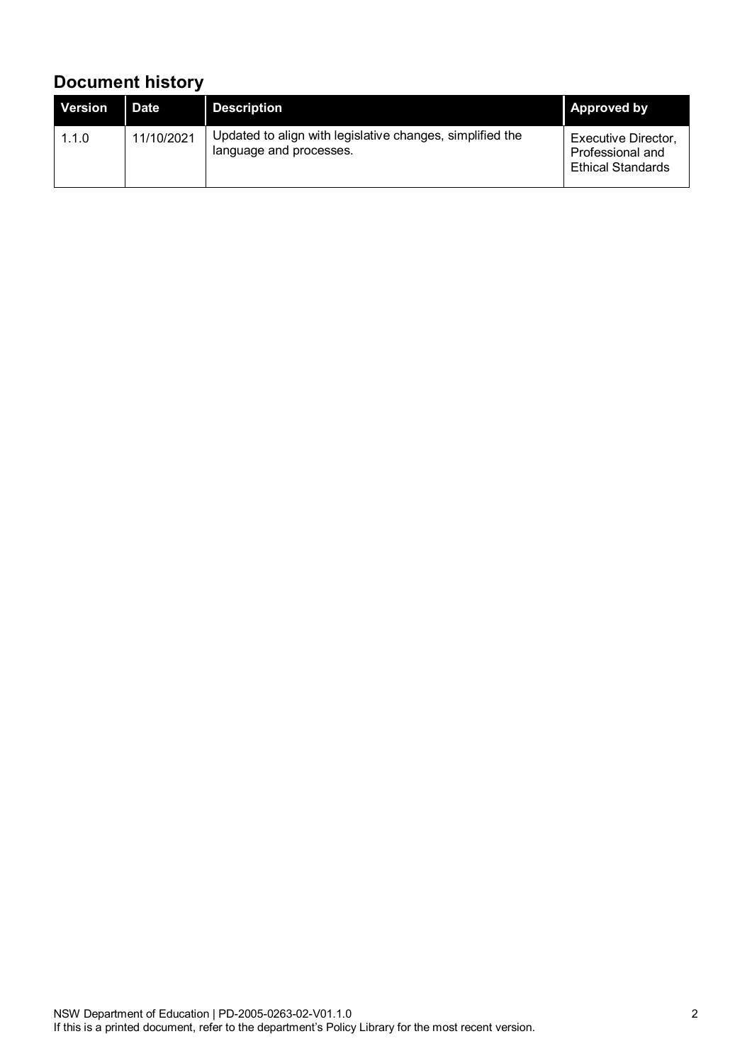## Document history

| Version | Date | Description | Approved by |
|---|---|---|---|
| 1.1.0 | 11/10/2021 | Updated to align with legislative changes, simplified the language and processes. | Executive Director, Professional and Ethical Standards |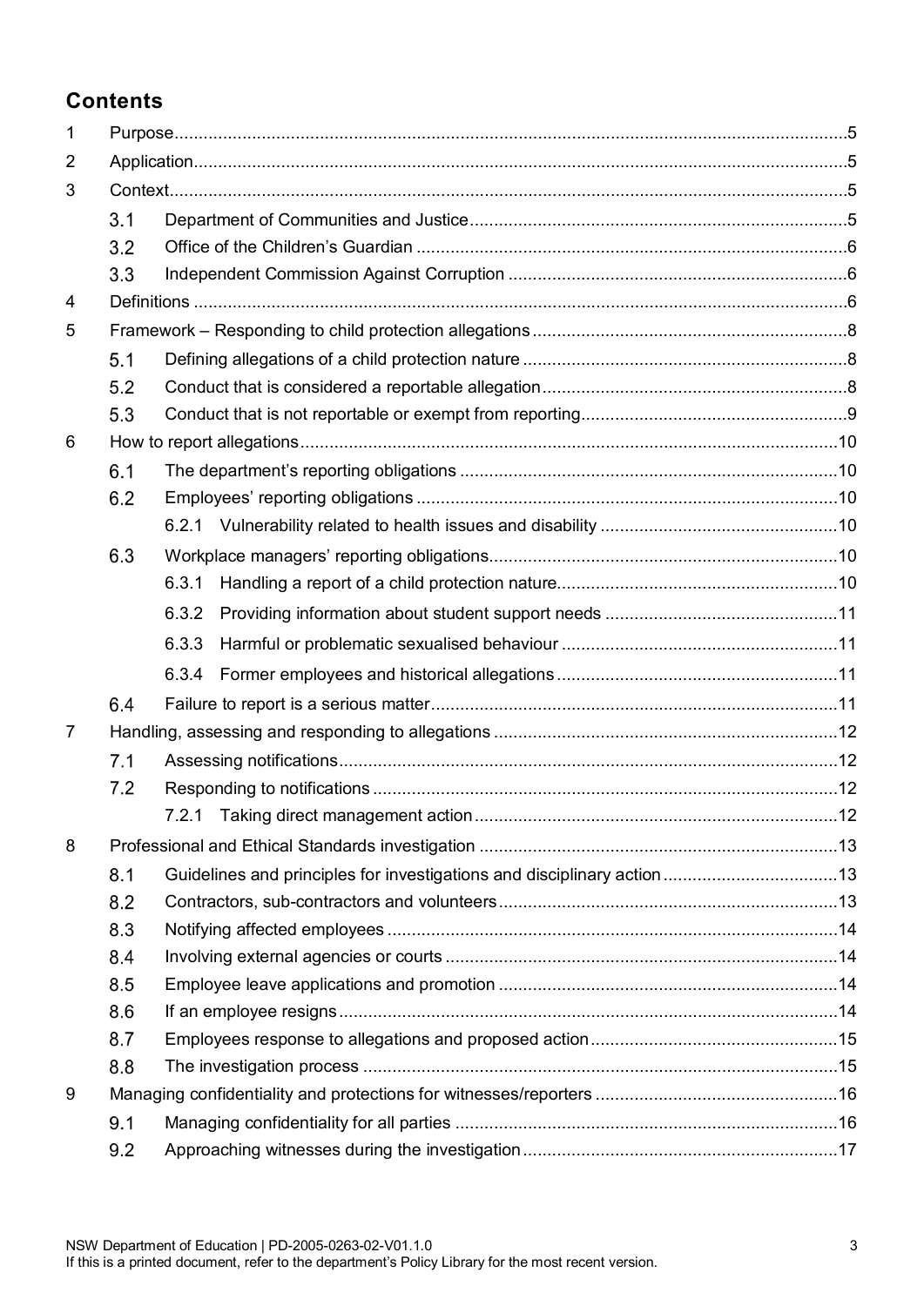## Contents

1 Purpose ..... 5

2 Application ..... 5

3 Context ..... 5

- 3.1 Department of Communities and Justice ..... 5
- 3.2 Office of the Children's Guardian ..... 6
- 3.3 Independent Commission Against Corruption ..... 6

4 Definitions ..... 6

5 Framework – Responding to child protection allegations ..... 8

- 5.1 Defining allegations of a child protection nature ..... 8
- 5.2 Conduct that is considered a reportable allegation ..... 8
- 5.3 Conduct that is not reportable or exempt from reporting ..... 9

6 How to report allegations ..... 10

- 6.1 The department's reporting obligations ..... 10
- 6.2 Employees' reporting obligations ..... 10
  - 6.2.1 Vulnerability related to health issues and disability ..... 10
- 6.3 Workplace managers' reporting obligations ..... 10
  - 6.3.1 Handling a report of a child protection nature ..... 10
  - 6.3.2 Providing information about student support needs ..... 11
  - 6.3.3 Harmful or problematic sexualised behaviour ..... 11
  - 6.3.4 Former employees and historical allegations ..... 11
- 6.4 Failure to report is a serious matter ..... 11

7 Handling, assessing and responding to allegations ..... 12

- 7.1 Assessing notifications ..... 12
- 7.2 Responding to notifications ..... 12
  - 7.2.1 Taking direct management action ..... 12

8 Professional and Ethical Standards investigation ..... 13

- 8.1 Guidelines and principles for investigations and disciplinary action ..... 13
- 8.2 Contractors, sub-contractors and volunteers ..... 13
- 8.3 Notifying affected employees ..... 14
- 8.4 Involving external agencies or courts ..... 14
- 8.5 Employee leave applications and promotion ..... 14
- 8.6 If an employee resigns ..... 14
- 8.7 Employees response to allegations and proposed action ..... 15
- 8.8 The investigation process ..... 15

9 Managing confidentiality and protections for witnesses/reporters ..... 16

- 9.1 Managing confidentiality for all parties ..... 16
- 9.2 Approaching witnesses during the investigation ..... 17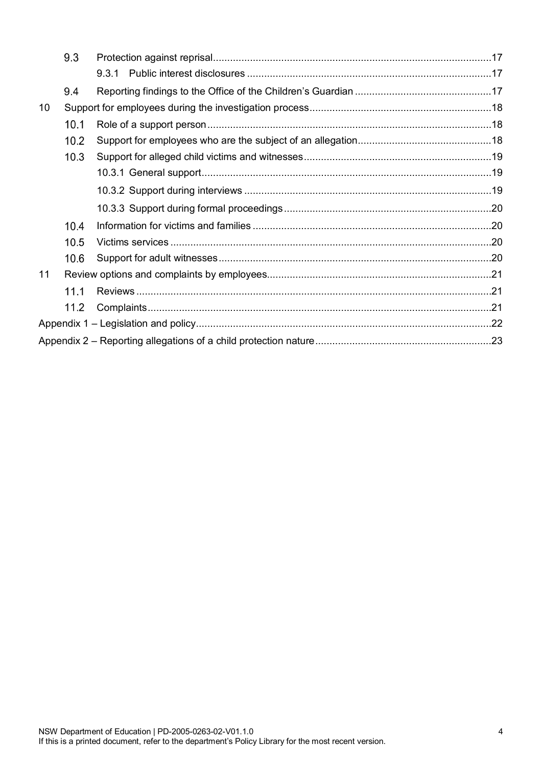- 9.3 Protection against reprisal .....17
  - 9.3.1 Public interest disclosures .....17
- 9.4 Reporting findings to the Office of the Children's Guardian .....17

10 Support for employees during the investigation process .....18

- 10.1 Role of a support person .....18
- 10.2 Support for employees who are the subject of an allegation .....18
- 10.3 Support for alleged child victims and witnesses .....19
  - 10.3.1 General support .....19
  - 10.3.2 Support during interviews .....19
  - 10.3.3 Support during formal proceedings .....20
- 10.4 Information for victims and families .....20
- 10.5 Victims services .....20
- 10.6 Support for adult witnesses .....20

11 Review options and complaints by employees .....21

- 11.1 Reviews .....21
- 11.2 Complaints .....21

Appendix 1 – Legislation and policy .....22

Appendix 2 – Reporting allegations of a child protection nature .....23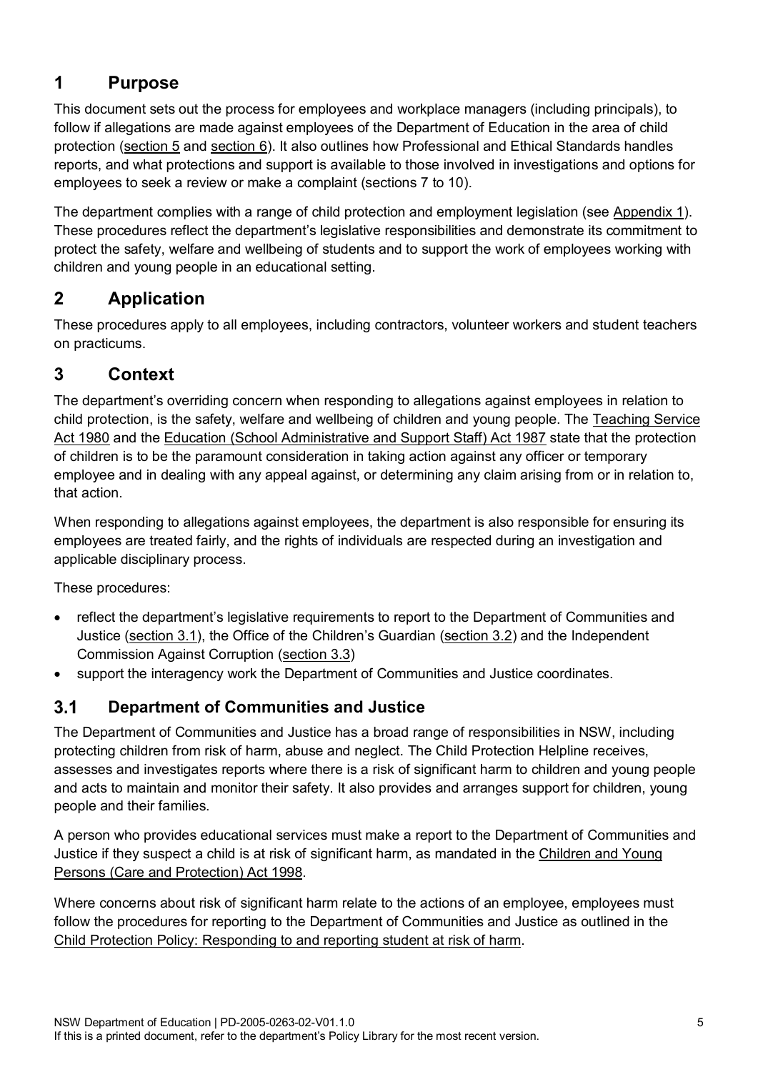# 1 Purpose

This document sets out the process for employees and workplace managers (including principals), to follow if allegations are made against employees of the Department of Education in the area of child protection (section 5 and section 6). It also outlines how Professional and Ethical Standards handles reports, and what protections and support is available to those involved in investigations and options for employees to seek a review or make a complaint (sections 7 to 10).

The department complies with a range of child protection and employment legislation (see Appendix 1). These procedures reflect the department's legislative responsibilities and demonstrate its commitment to protect the safety, welfare and wellbeing of students and to support the work of employees working with children and young people in an educational setting.

# 2 Application

These procedures apply to all employees, including contractors, volunteer workers and student teachers on practicums.

# 3 Context

The department's overriding concern when responding to allegations against employees in relation to child protection, is the safety, welfare and wellbeing of children and young people. The Teaching Service Act 1980 and the Education (School Administrative and Support Staff) Act 1987 state that the protection of children is to be the paramount consideration in taking action against any officer or temporary employee and in dealing with any appeal against, or determining any claim arising from or in relation to, that action.

When responding to allegations against employees, the department is also responsible for ensuring its employees are treated fairly, and the rights of individuals are respected during an investigation and applicable disciplinary process.

These procedures:

- reflect the department's legislative requirements to report to the Department of Communities and Justice (section 3.1), the Office of the Children's Guardian (section 3.2) and the Independent Commission Against Corruption (section 3.3)
- support the interagency work the Department of Communities and Justice coordinates.

## 3.1 Department of Communities and Justice

The Department of Communities and Justice has a broad range of responsibilities in NSW, including protecting children from risk of harm, abuse and neglect. The Child Protection Helpline receives, assesses and investigates reports where there is a risk of significant harm to children and young people and acts to maintain and monitor their safety. It also provides and arranges support for children, young people and their families.

A person who provides educational services must make a report to the Department of Communities and Justice if they suspect a child is at risk of significant harm, as mandated in the Children and Young Persons (Care and Protection) Act 1998.

Where concerns about risk of significant harm relate to the actions of an employee, employees must follow the procedures for reporting to the Department of Communities and Justice as outlined in the Child Protection Policy: Responding to and reporting student at risk of harm.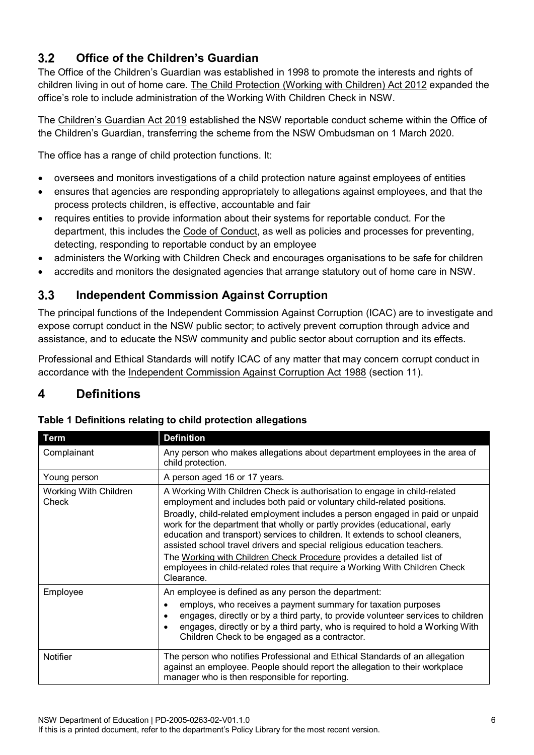## 3.2 Office of the Children's Guardian

The Office of the Children's Guardian was established in 1998 to promote the interests and rights of children living in out of home care. The Child Protection (Working with Children) Act 2012 expanded the office's role to include administration of the Working With Children Check in NSW.

The Children's Guardian Act 2019 established the NSW reportable conduct scheme within the Office of the Children's Guardian, transferring the scheme from the NSW Ombudsman on 1 March 2020.

The office has a range of child protection functions. It:

- oversees and monitors investigations of a child protection nature against employees of entities
- ensures that agencies are responding appropriately to allegations against employees, and that the process protects children, is effective, accountable and fair
- requires entities to provide information about their systems for reportable conduct. For the department, this includes the Code of Conduct, as well as policies and processes for preventing, detecting, responding to reportable conduct by an employee
- administers the Working with Children Check and encourages organisations to be safe for children
- accredits and monitors the designated agencies that arrange statutory out of home care in NSW.

## 3.3 Independent Commission Against Corruption

The principal functions of the Independent Commission Against Corruption (ICAC) are to investigate and expose corrupt conduct in the NSW public sector; to actively prevent corruption through advice and assistance, and to educate the NSW community and public sector about corruption and its effects.

Professional and Ethical Standards will notify ICAC of any matter that may concern corrupt conduct in accordance with the Independent Commission Against Corruption Act 1988 (section 11).

# 4 Definitions

**Table 1 Definitions relating to child protection allegations**

| Term | Definition |
| --- | --- |
| Complainant | Any person who makes allegations about department employees in the area of child protection. |
| Young person | A person aged 16 or 17 years. |
| Working With Children Check | A Working With Children Check is authorisation to engage in child-related employment and includes both paid or voluntary child-related positions.<br>Broadly, child-related employment includes a person engaged in paid or unpaid work for the department that wholly or partly provides (educational, early education and transport) services to children. It extends to school cleaners, assisted school travel drivers and special religious education teachers.<br>The Working with Children Check Procedure provides a detailed list of employees in child-related roles that require a Working With Children Check Clearance. |
| Employee | An employee is defined as any person the department:<br>• employs, who receives a payment summary for taxation purposes<br>• engages, directly or by a third party, to provide volunteer services to children<br>• engages, directly or by a third party, who is required to hold a Working With Children Check to be engaged as a contractor. |
| Notifier | The person who notifies Professional and Ethical Standards of an allegation against an employee. People should report the allegation to their workplace manager who is then responsible for reporting. |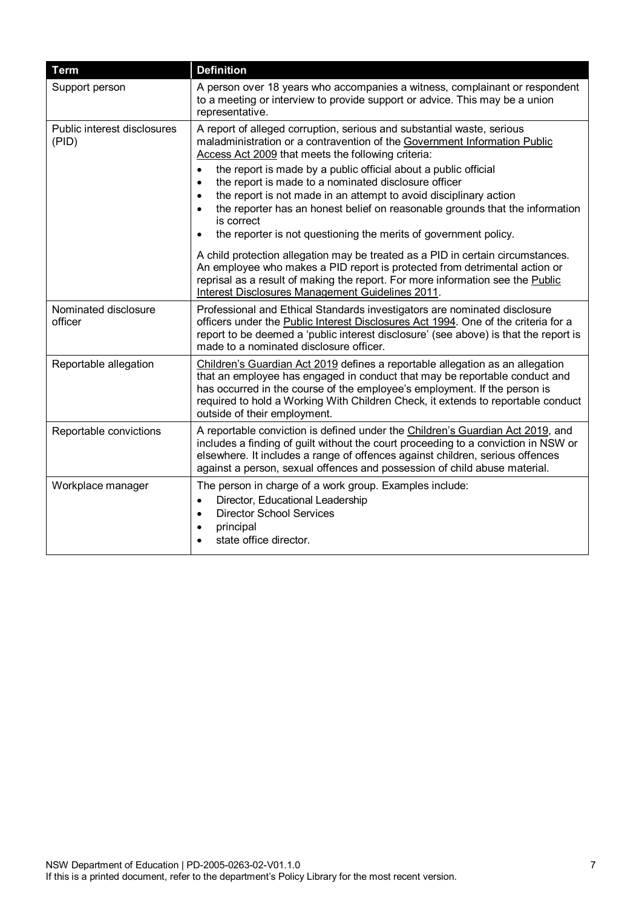| Term | Definition |
|---|---|
| Support person | A person over 18 years who accompanies a witness, complainant or respondent to a meeting or interview to provide support or advice. This may be a union representative. |
| Public interest disclosures (PID) | A report of alleged corruption, serious and substantial waste, serious maladministration or a contravention of the Government Information Public Access Act 2009 that meets the following criteria:<br>• the report is made by a public official about a public official<br>• the report is made to a nominated disclosure officer<br>• the report is not made in an attempt to avoid disciplinary action<br>• the reporter has an honest belief on reasonable grounds that the information is correct<br>• the reporter is not questioning the merits of government policy.<br><br>A child protection allegation may be treated as a PID in certain circumstances. An employee who makes a PID report is protected from detrimental action or reprisal as a result of making the report. For more information see the Public Interest Disclosures Management Guidelines 2011. |
| Nominated disclosure officer | Professional and Ethical Standards investigators are nominated disclosure officers under the Public Interest Disclosures Act 1994. One of the criteria for a report to be deemed a 'public interest disclosure' (see above) is that the report is made to a nominated disclosure officer. |
| Reportable allegation | Children's Guardian Act 2019 defines a reportable allegation as an allegation that an employee has engaged in conduct that may be reportable conduct and has occurred in the course of the employee's employment. If the person is required to hold a Working With Children Check, it extends to reportable conduct outside of their employment. |
| Reportable convictions | A reportable conviction is defined under the Children's Guardian Act 2019, and includes a finding of guilt without the court proceeding to a conviction in NSW or elsewhere. It includes a range of offences against children, serious offences against a person, sexual offences and possession of child abuse material. |
| Workplace manager | The person in charge of a work group. Examples include:<br>• Director, Educational Leadership<br>• Director School Services<br>• principal<br>• state office director. |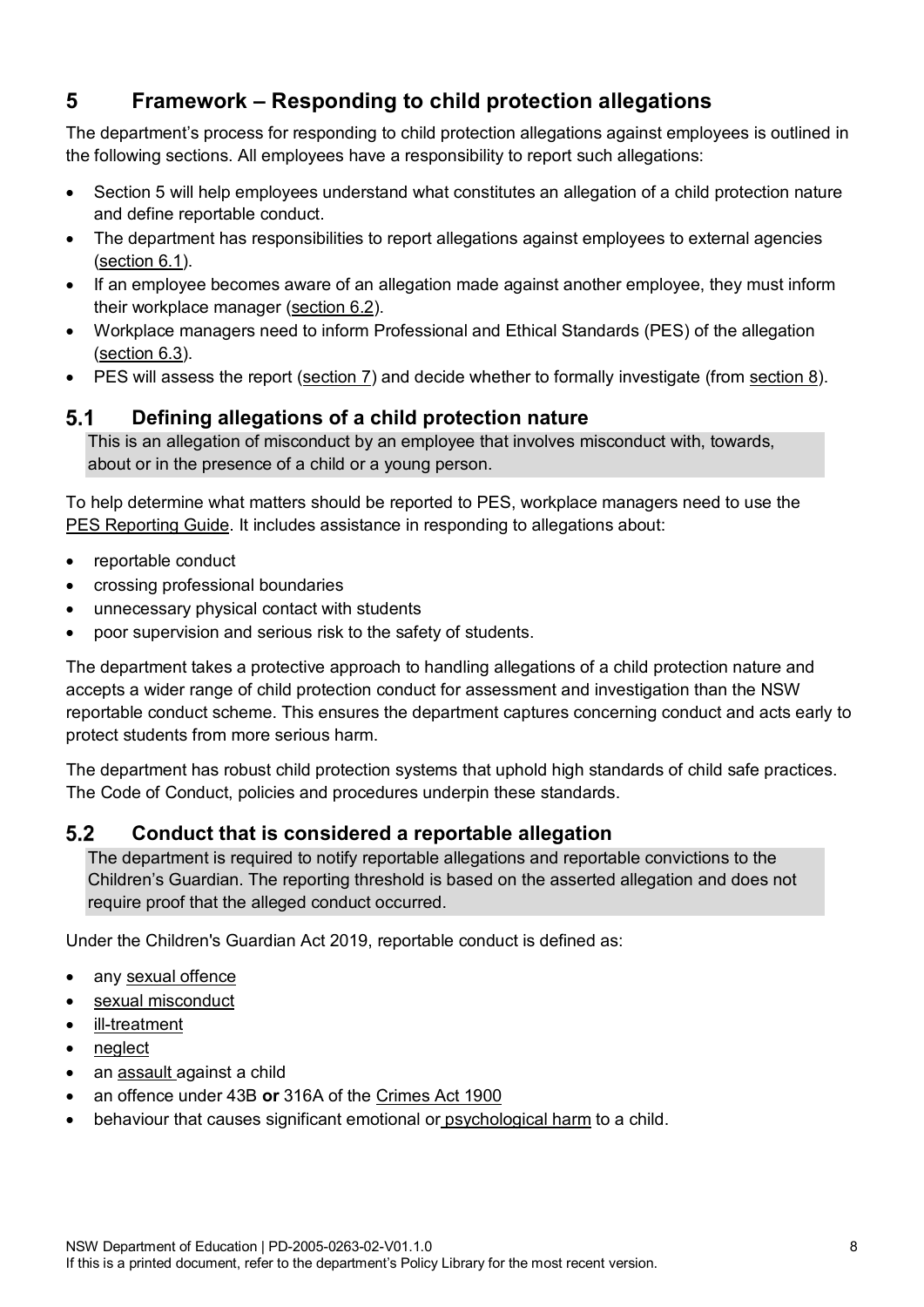# 5 Framework – Responding to child protection allegations

The department's process for responding to child protection allegations against employees is outlined in the following sections. All employees have a responsibility to report such allegations:

- Section 5 will help employees understand what constitutes an allegation of a child protection nature and define reportable conduct.
- The department has responsibilities to report allegations against employees to external agencies (section 6.1).
- If an employee becomes aware of an allegation made against another employee, they must inform their workplace manager (section 6.2).
- Workplace managers need to inform Professional and Ethical Standards (PES) of the allegation (section 6.3).
- PES will assess the report (section 7) and decide whether to formally investigate (from section 8).

## 5.1 Defining allegations of a child protection nature

This is an allegation of misconduct by an employee that involves misconduct with, towards, about or in the presence of a child or a young person.

To help determine what matters should be reported to PES, workplace managers need to use the PES Reporting Guide. It includes assistance in responding to allegations about:

- reportable conduct
- crossing professional boundaries
- unnecessary physical contact with students
- poor supervision and serious risk to the safety of students.

The department takes a protective approach to handling allegations of a child protection nature and accepts a wider range of child protection conduct for assessment and investigation than the NSW reportable conduct scheme. This ensures the department captures concerning conduct and acts early to protect students from more serious harm.

The department has robust child protection systems that uphold high standards of child safe practices. The Code of Conduct, policies and procedures underpin these standards.

## 5.2 Conduct that is considered a reportable allegation

The department is required to notify reportable allegations and reportable convictions to the Children's Guardian. The reporting threshold is based on the asserted allegation and does not require proof that the alleged conduct occurred.

Under the Children's Guardian Act 2019, reportable conduct is defined as:

- any sexual offence
- sexual misconduct
- ill-treatment
- neglect
- an assault against a child
- an offence under 43B **or** 316A of the Crimes Act 1900
- behaviour that causes significant emotional or psychological harm to a child.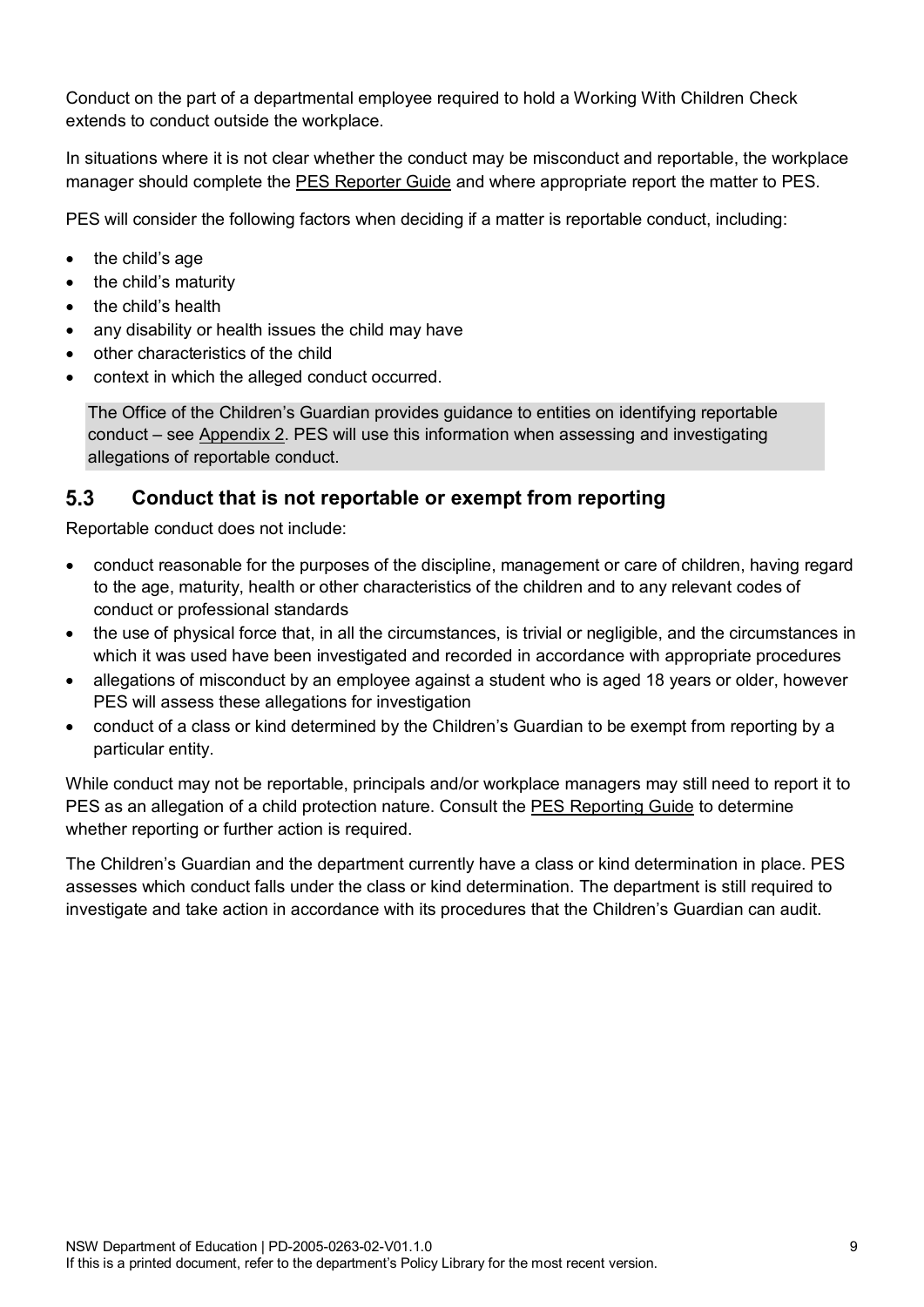Conduct on the part of a departmental employee required to hold a Working With Children Check extends to conduct outside the workplace.

In situations where it is not clear whether the conduct may be misconduct and reportable, the workplace manager should complete the PES Reporter Guide and where appropriate report the matter to PES.

PES will consider the following factors when deciding if a matter is reportable conduct, including:

- the child's age
- the child's maturity
- the child's health
- any disability or health issues the child may have
- other characteristics of the child
- context in which the alleged conduct occurred.

> The Office of the Children's Guardian provides guidance to entities on identifying reportable conduct – see Appendix 2. PES will use this information when assessing and investigating allegations of reportable conduct.

## 5.3 Conduct that is not reportable or exempt from reporting

Reportable conduct does not include:

- conduct reasonable for the purposes of the discipline, management or care of children, having regard to the age, maturity, health or other characteristics of the children and to any relevant codes of conduct or professional standards
- the use of physical force that, in all the circumstances, is trivial or negligible, and the circumstances in which it was used have been investigated and recorded in accordance with appropriate procedures
- allegations of misconduct by an employee against a student who is aged 18 years or older, however PES will assess these allegations for investigation
- conduct of a class or kind determined by the Children's Guardian to be exempt from reporting by a particular entity.

While conduct may not be reportable, principals and/or workplace managers may still need to report it to PES as an allegation of a child protection nature. Consult the PES Reporting Guide to determine whether reporting or further action is required.

The Children's Guardian and the department currently have a class or kind determination in place. PES assesses which conduct falls under the class or kind determination. The department is still required to investigate and take action in accordance with its procedures that the Children's Guardian can audit.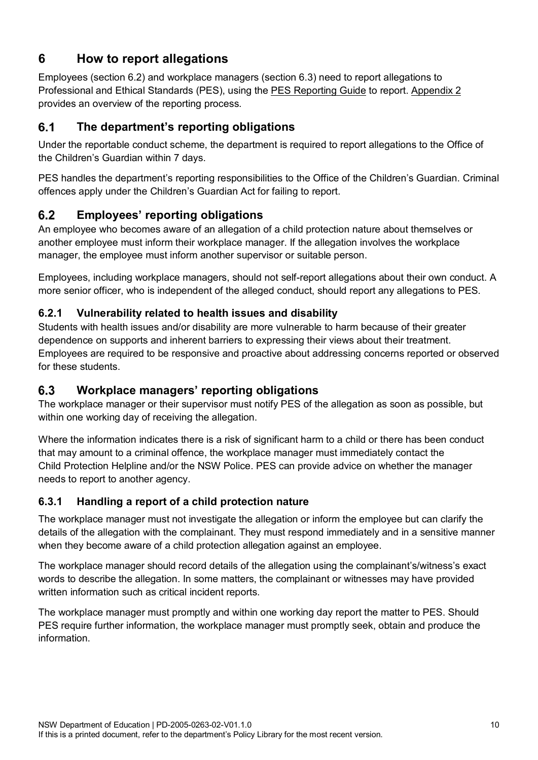# 6 How to report allegations

Employees (section 6.2) and workplace managers (section 6.3) need to report allegations to Professional and Ethical Standards (PES), using the PES Reporting Guide to report. Appendix 2 provides an overview of the reporting process.

## 6.1 The department's reporting obligations

Under the reportable conduct scheme, the department is required to report allegations to the Office of the Children's Guardian within 7 days.

PES handles the department's reporting responsibilities to the Office of the Children's Guardian. Criminal offences apply under the Children's Guardian Act for failing to report.

## 6.2 Employees' reporting obligations

An employee who becomes aware of an allegation of a child protection nature about themselves or another employee must inform their workplace manager. If the allegation involves the workplace manager, the employee must inform another supervisor or suitable person.

Employees, including workplace managers, should not self-report allegations about their own conduct. A more senior officer, who is independent of the alleged conduct, should report any allegations to PES.

### 6.2.1 Vulnerability related to health issues and disability

Students with health issues and/or disability are more vulnerable to harm because of their greater dependence on supports and inherent barriers to expressing their views about their treatment. Employees are required to be responsive and proactive about addressing concerns reported or observed for these students.

## 6.3 Workplace managers' reporting obligations

The workplace manager or their supervisor must notify PES of the allegation as soon as possible, but within one working day of receiving the allegation.

Where the information indicates there is a risk of significant harm to a child or there has been conduct that may amount to a criminal offence, the workplace manager must immediately contact the Child Protection Helpline and/or the NSW Police. PES can provide advice on whether the manager needs to report to another agency.

### 6.3.1 Handling a report of a child protection nature

The workplace manager must not investigate the allegation or inform the employee but can clarify the details of the allegation with the complainant. They must respond immediately and in a sensitive manner when they become aware of a child protection allegation against an employee.

The workplace manager should record details of the allegation using the complainant's/witness's exact words to describe the allegation. In some matters, the complainant or witnesses may have provided written information such as critical incident reports.

The workplace manager must promptly and within one working day report the matter to PES. Should PES require further information, the workplace manager must promptly seek, obtain and produce the information.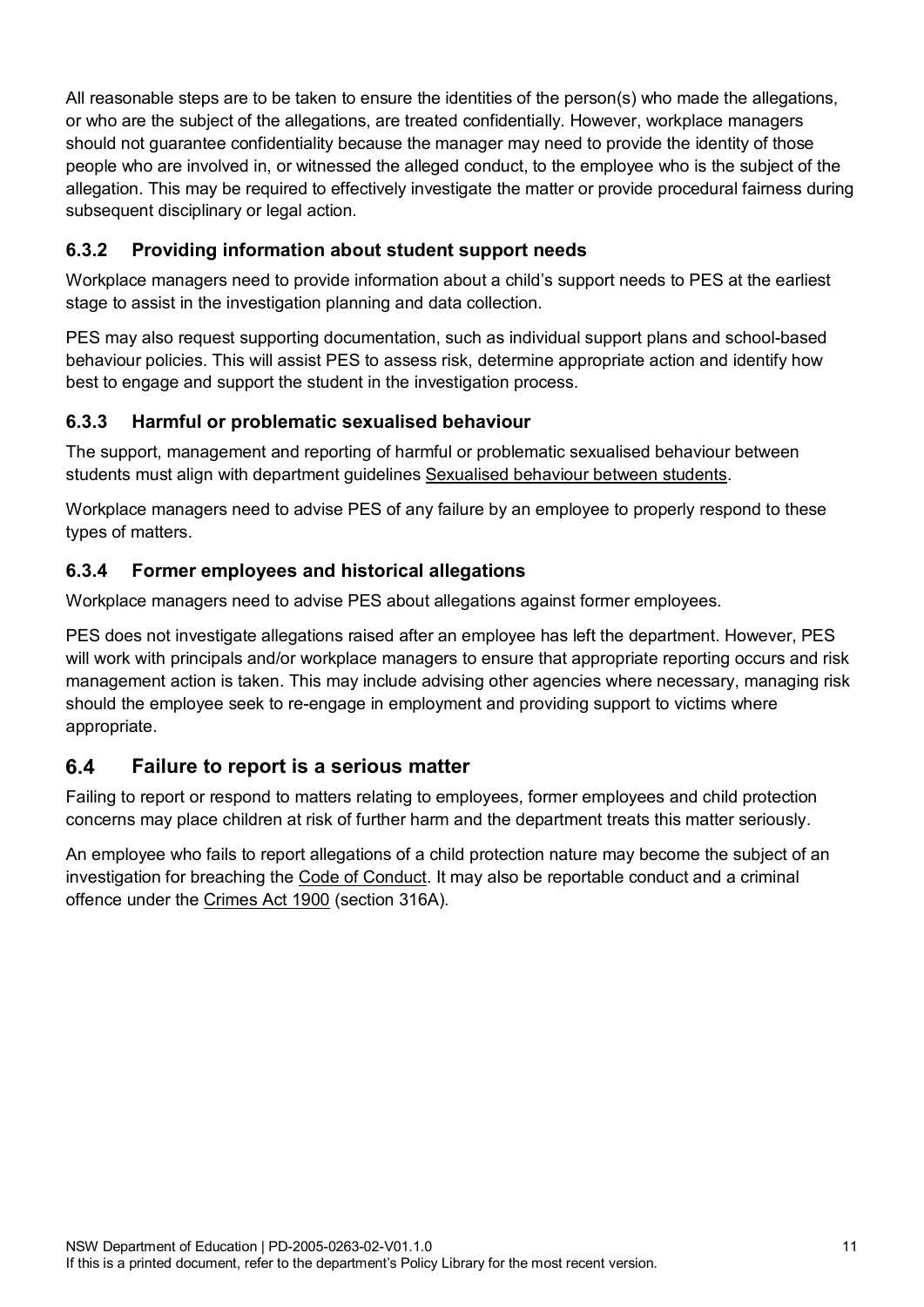All reasonable steps are to be taken to ensure the identities of the person(s) who made the allegations, or who are the subject of the allegations, are treated confidentially. However, workplace managers should not guarantee confidentiality because the manager may need to provide the identity of those people who are involved in, or witnessed the alleged conduct, to the employee who is the subject of the allegation. This may be required to effectively investigate the matter or provide procedural fairness during subsequent disciplinary or legal action.

### 6.3.2 Providing information about student support needs

Workplace managers need to provide information about a child's support needs to PES at the earliest stage to assist in the investigation planning and data collection.

PES may also request supporting documentation, such as individual support plans and school-based behaviour policies. This will assist PES to assess risk, determine appropriate action and identify how best to engage and support the student in the investigation process.

### 6.3.3 Harmful or problematic sexualised behaviour

The support, management and reporting of harmful or problematic sexualised behaviour between students must align with department guidelines Sexualised behaviour between students.

Workplace managers need to advise PES of any failure by an employee to properly respond to these types of matters.

### 6.3.4 Former employees and historical allegations

Workplace managers need to advise PES about allegations against former employees.

PES does not investigate allegations raised after an employee has left the department. However, PES will work with principals and/or workplace managers to ensure that appropriate reporting occurs and risk management action is taken. This may include advising other agencies where necessary, managing risk should the employee seek to re-engage in employment and providing support to victims where appropriate.

## 6.4 Failure to report is a serious matter

Failing to report or respond to matters relating to employees, former employees and child protection concerns may place children at risk of further harm and the department treats this matter seriously.

An employee who fails to report allegations of a child protection nature may become the subject of an investigation for breaching the Code of Conduct. It may also be reportable conduct and a criminal offence under the Crimes Act 1900 (section 316A).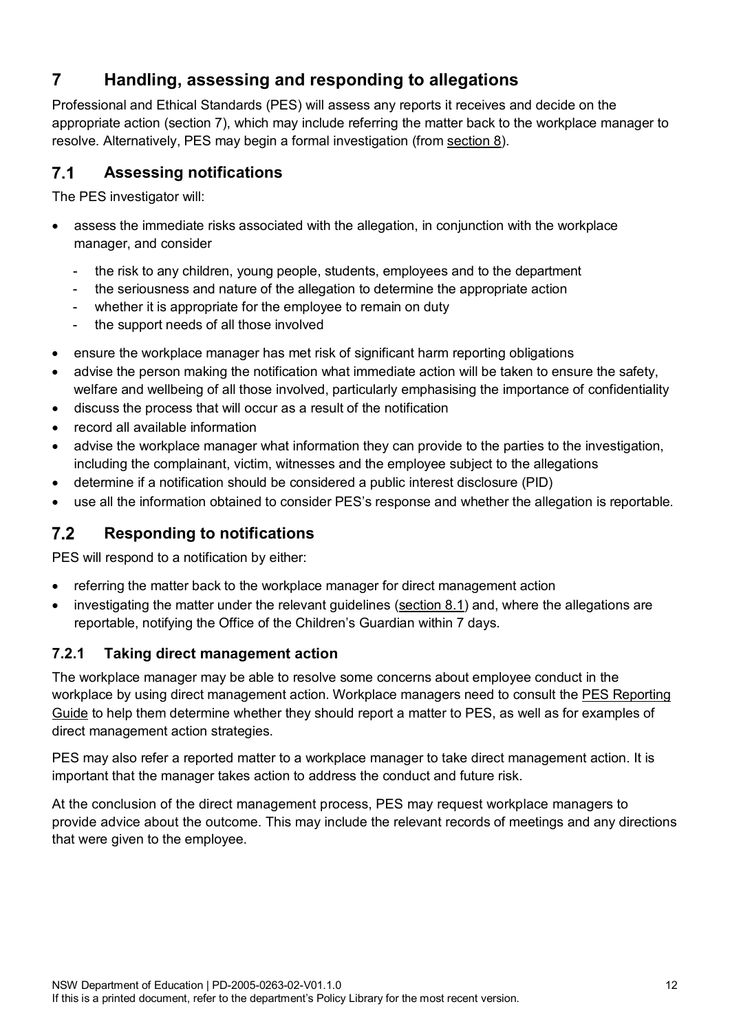# 7 Handling, assessing and responding to allegations

Professional and Ethical Standards (PES) will assess any reports it receives and decide on the appropriate action (section 7), which may include referring the matter back to the workplace manager to resolve. Alternatively, PES may begin a formal investigation (from section 8).

## 7.1 Assessing notifications

The PES investigator will:

- assess the immediate risks associated with the allegation, in conjunction with the workplace manager, and consider
  - the risk to any children, young people, students, employees and to the department
  - the seriousness and nature of the allegation to determine the appropriate action
  - whether it is appropriate for the employee to remain on duty
  - the support needs of all those involved
- ensure the workplace manager has met risk of significant harm reporting obligations
- advise the person making the notification what immediate action will be taken to ensure the safety, welfare and wellbeing of all those involved, particularly emphasising the importance of confidentiality
- discuss the process that will occur as a result of the notification
- record all available information
- advise the workplace manager what information they can provide to the parties to the investigation, including the complainant, victim, witnesses and the employee subject to the allegations
- determine if a notification should be considered a public interest disclosure (PID)
- use all the information obtained to consider PES's response and whether the allegation is reportable.

## 7.2 Responding to notifications

PES will respond to a notification by either:

- referring the matter back to the workplace manager for direct management action
- investigating the matter under the relevant guidelines (section 8.1) and, where the allegations are reportable, notifying the Office of the Children's Guardian within 7 days.

### 7.2.1 Taking direct management action

The workplace manager may be able to resolve some concerns about employee conduct in the workplace by using direct management action. Workplace managers need to consult the PES Reporting Guide to help them determine whether they should report a matter to PES, as well as for examples of direct management action strategies.

PES may also refer a reported matter to a workplace manager to take direct management action. It is important that the manager takes action to address the conduct and future risk.

At the conclusion of the direct management process, PES may request workplace managers to provide advice about the outcome. This may include the relevant records of meetings and any directions that were given to the employee.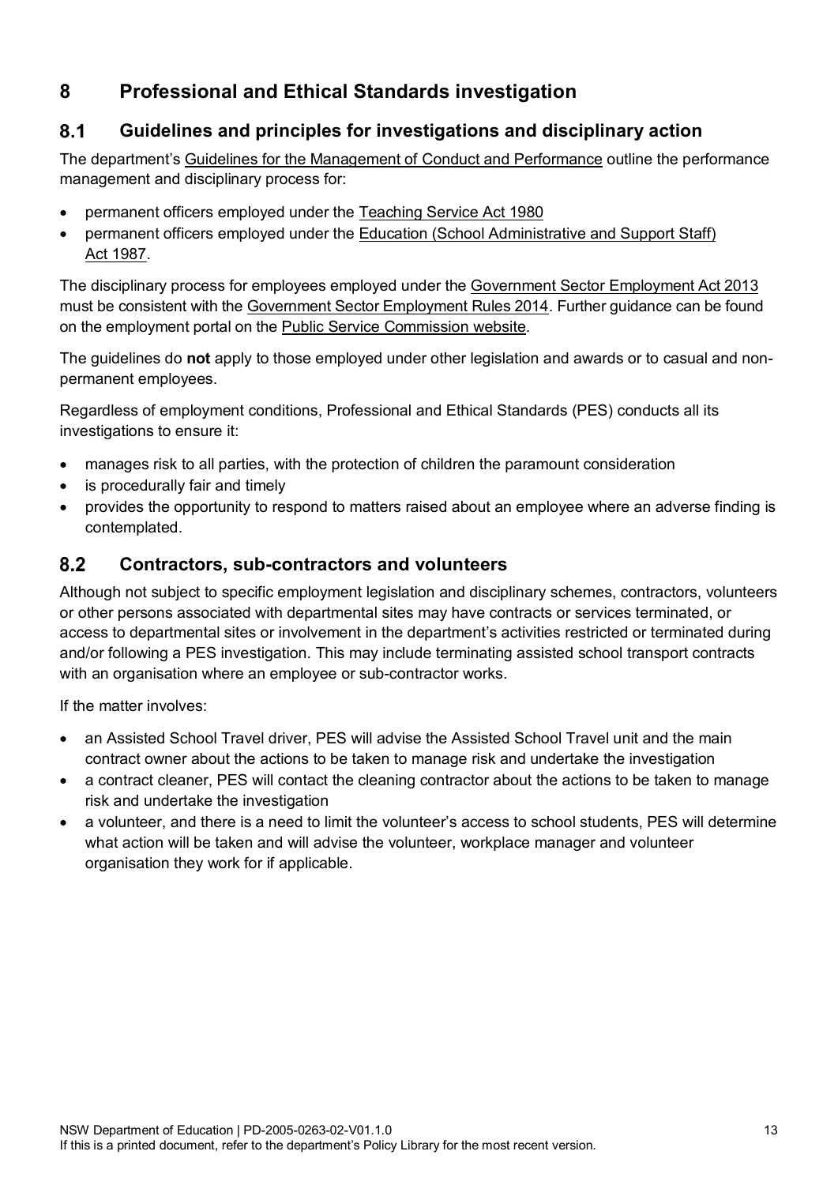# 8 Professional and Ethical Standards investigation

## 8.1 Guidelines and principles for investigations and disciplinary action

The department's Guidelines for the Management of Conduct and Performance outline the performance management and disciplinary process for:

- permanent officers employed under the Teaching Service Act 1980
- permanent officers employed under the Education (School Administrative and Support Staff) Act 1987.

The disciplinary process for employees employed under the Government Sector Employment Act 2013 must be consistent with the Government Sector Employment Rules 2014. Further guidance can be found on the employment portal on the Public Service Commission website.

The guidelines do **not** apply to those employed under other legislation and awards or to casual and non-permanent employees.

Regardless of employment conditions, Professional and Ethical Standards (PES) conducts all its investigations to ensure it:

- manages risk to all parties, with the protection of children the paramount consideration
- is procedurally fair and timely
- provides the opportunity to respond to matters raised about an employee where an adverse finding is contemplated.

## 8.2 Contractors, sub-contractors and volunteers

Although not subject to specific employment legislation and disciplinary schemes, contractors, volunteers or other persons associated with departmental sites may have contracts or services terminated, or access to departmental sites or involvement in the department's activities restricted or terminated during and/or following a PES investigation. This may include terminating assisted school transport contracts with an organisation where an employee or sub-contractor works.

If the matter involves:

- an Assisted School Travel driver, PES will advise the Assisted School Travel unit and the main contract owner about the actions to be taken to manage risk and undertake the investigation
- a contract cleaner, PES will contact the cleaning contractor about the actions to be taken to manage risk and undertake the investigation
- a volunteer, and there is a need to limit the volunteer's access to school students, PES will determine what action will be taken and will advise the volunteer, workplace manager and volunteer organisation they work for if applicable.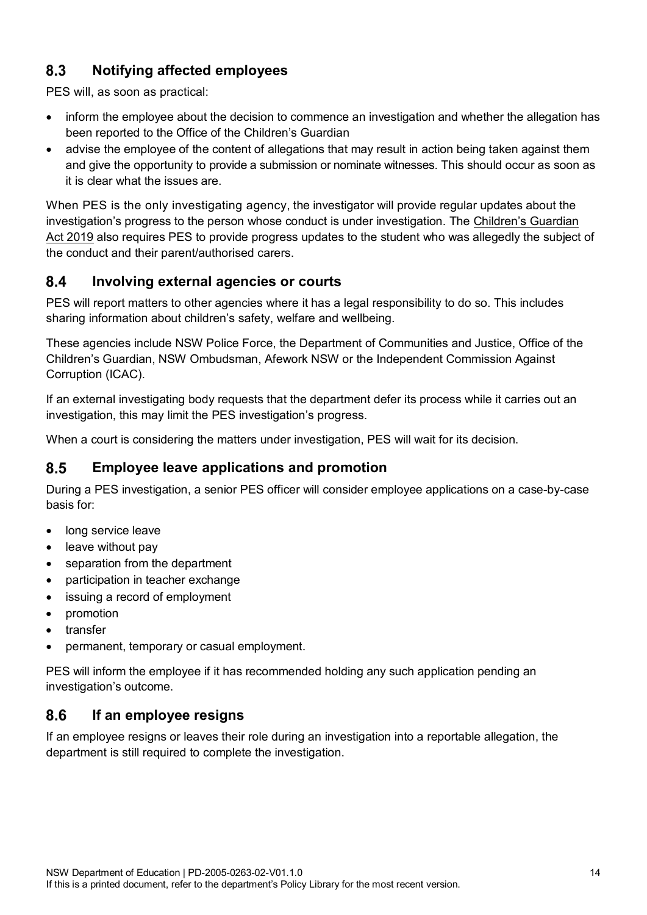## 8.3 Notifying affected employees

PES will, as soon as practical:

- inform the employee about the decision to commence an investigation and whether the allegation has been reported to the Office of the Children's Guardian
- advise the employee of the content of allegations that may result in action being taken against them and give the opportunity to provide a submission or nominate witnesses. This should occur as soon as it is clear what the issues are.

When PES is the only investigating agency, the investigator will provide regular updates about the investigation's progress to the person whose conduct is under investigation. The Children's Guardian Act 2019 also requires PES to provide progress updates to the student who was allegedly the subject of the conduct and their parent/authorised carers.

## 8.4 Involving external agencies or courts

PES will report matters to other agencies where it has a legal responsibility to do so. This includes sharing information about children's safety, welfare and wellbeing.

These agencies include NSW Police Force, the Department of Communities and Justice, Office of the Children's Guardian, NSW Ombudsman, Afework NSW or the Independent Commission Against Corruption (ICAC).

If an external investigating body requests that the department defer its process while it carries out an investigation, this may limit the PES investigation's progress.

When a court is considering the matters under investigation, PES will wait for its decision.

## 8.5 Employee leave applications and promotion

During a PES investigation, a senior PES officer will consider employee applications on a case-by-case basis for:

- long service leave
- leave without pay
- separation from the department
- participation in teacher exchange
- issuing a record of employment
- promotion
- transfer
- permanent, temporary or casual employment.

PES will inform the employee if it has recommended holding any such application pending an investigation's outcome.

## 8.6 If an employee resigns

If an employee resigns or leaves their role during an investigation into a reportable allegation, the department is still required to complete the investigation.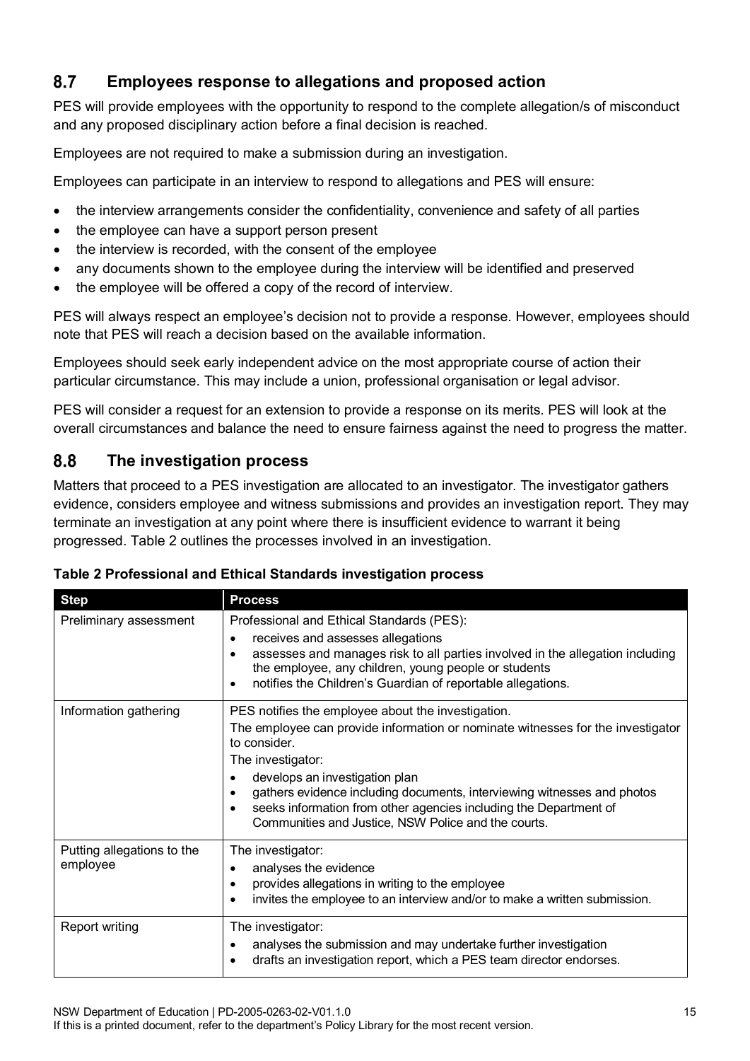## 8.7 Employees response to allegations and proposed action

PES will provide employees with the opportunity to respond to the complete allegation/s of misconduct and any proposed disciplinary action before a final decision is reached.

Employees are not required to make a submission during an investigation.

Employees can participate in an interview to respond to allegations and PES will ensure:

- the interview arrangements consider the confidentiality, convenience and safety of all parties
- the employee can have a support person present
- the interview is recorded, with the consent of the employee
- any documents shown to the employee during the interview will be identified and preserved
- the employee will be offered a copy of the record of interview.

PES will always respect an employee's decision not to provide a response. However, employees should note that PES will reach a decision based on the available information.

Employees should seek early independent advice on the most appropriate course of action their particular circumstance. This may include a union, professional organisation or legal advisor.

PES will consider a request for an extension to provide a response on its merits. PES will look at the overall circumstances and balance the need to ensure fairness against the need to progress the matter.

## 8.8 The investigation process

Matters that proceed to a PES investigation are allocated to an investigator. The investigator gathers evidence, considers employee and witness submissions and provides an investigation report. They may terminate an investigation at any point where there is insufficient evidence to warrant it being progressed. Table 2 outlines the processes involved in an investigation.

**Table 2 Professional and Ethical Standards investigation process**

| Step | Process |
|---|---|
| Preliminary assessment | Professional and Ethical Standards (PES):<br>• receives and assesses allegations<br>• assesses and manages risk to all parties involved in the allegation including the employee, any children, young people or students<br>• notifies the Children's Guardian of reportable allegations. |
| Information gathering | PES notifies the employee about the investigation.<br>The employee can provide information or nominate witnesses for the investigator to consider.<br>The investigator:<br>• develops an investigation plan<br>• gathers evidence including documents, interviewing witnesses and photos<br>• seeks information from other agencies including the Department of Communities and Justice, NSW Police and the courts. |
| Putting allegations to the employee | The investigator:<br>• analyses the evidence<br>• provides allegations in writing to the employee<br>• invites the employee to an interview and/or to make a written submission. |
| Report writing | The investigator:<br>• analyses the submission and may undertake further investigation<br>• drafts an investigation report, which a PES team director endorses. |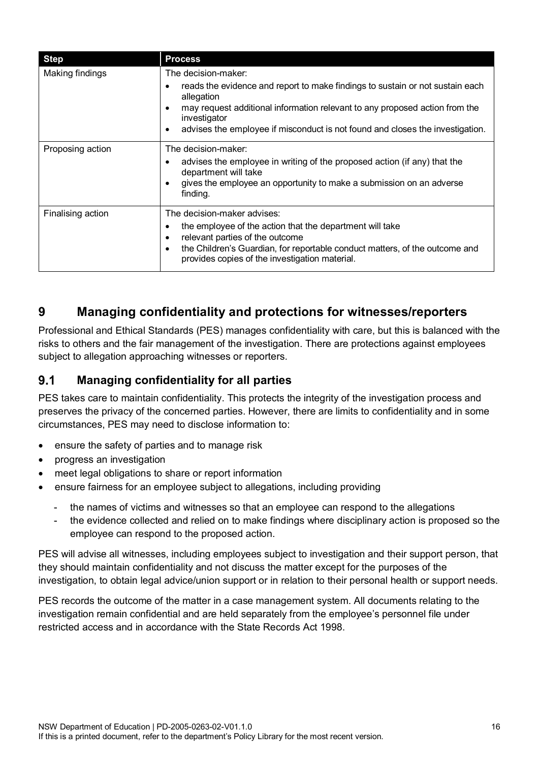| Step | Process |
| --- | --- |
| Making findings | The decision-maker:<br>• reads the evidence and report to make findings to sustain or not sustain each allegation<br>• may request additional information relevant to any proposed action from the investigator<br>• advises the employee if misconduct is not found and closes the investigation. |
| Proposing action | The decision-maker:<br>• advises the employee in writing of the proposed action (if any) that the department will take<br>• gives the employee an opportunity to make a submission on an adverse finding. |
| Finalising action | The decision-maker advises:<br>• the employee of the action that the department will take<br>• relevant parties of the outcome<br>• the Children's Guardian, for reportable conduct matters, of the outcome and provides copies of the investigation material. |

# 9 Managing confidentiality and protections for witnesses/reporters

Professional and Ethical Standards (PES) manages confidentiality with care, but this is balanced with the risks to others and the fair management of the investigation. There are protections against employees subject to allegation approaching witnesses or reporters.

## 9.1 Managing confidentiality for all parties

PES takes care to maintain confidentiality. This protects the integrity of the investigation process and preserves the privacy of the concerned parties. However, there are limits to confidentiality and in some circumstances, PES may need to disclose information to:

- ensure the safety of parties and to manage risk
- progress an investigation
- meet legal obligations to share or report information
- ensure fairness for an employee subject to allegations, including providing
    - the names of victims and witnesses so that an employee can respond to the allegations
    - the evidence collected and relied on to make findings where disciplinary action is proposed so the employee can respond to the proposed action.

PES will advise all witnesses, including employees subject to investigation and their support person, that they should maintain confidentiality and not discuss the matter except for the purposes of the investigation, to obtain legal advice/union support or in relation to their personal health or support needs.

PES records the outcome of the matter in a case management system. All documents relating to the investigation remain confidential and are held separately from the employee's personnel file under restricted access and in accordance with the State Records Act 1998.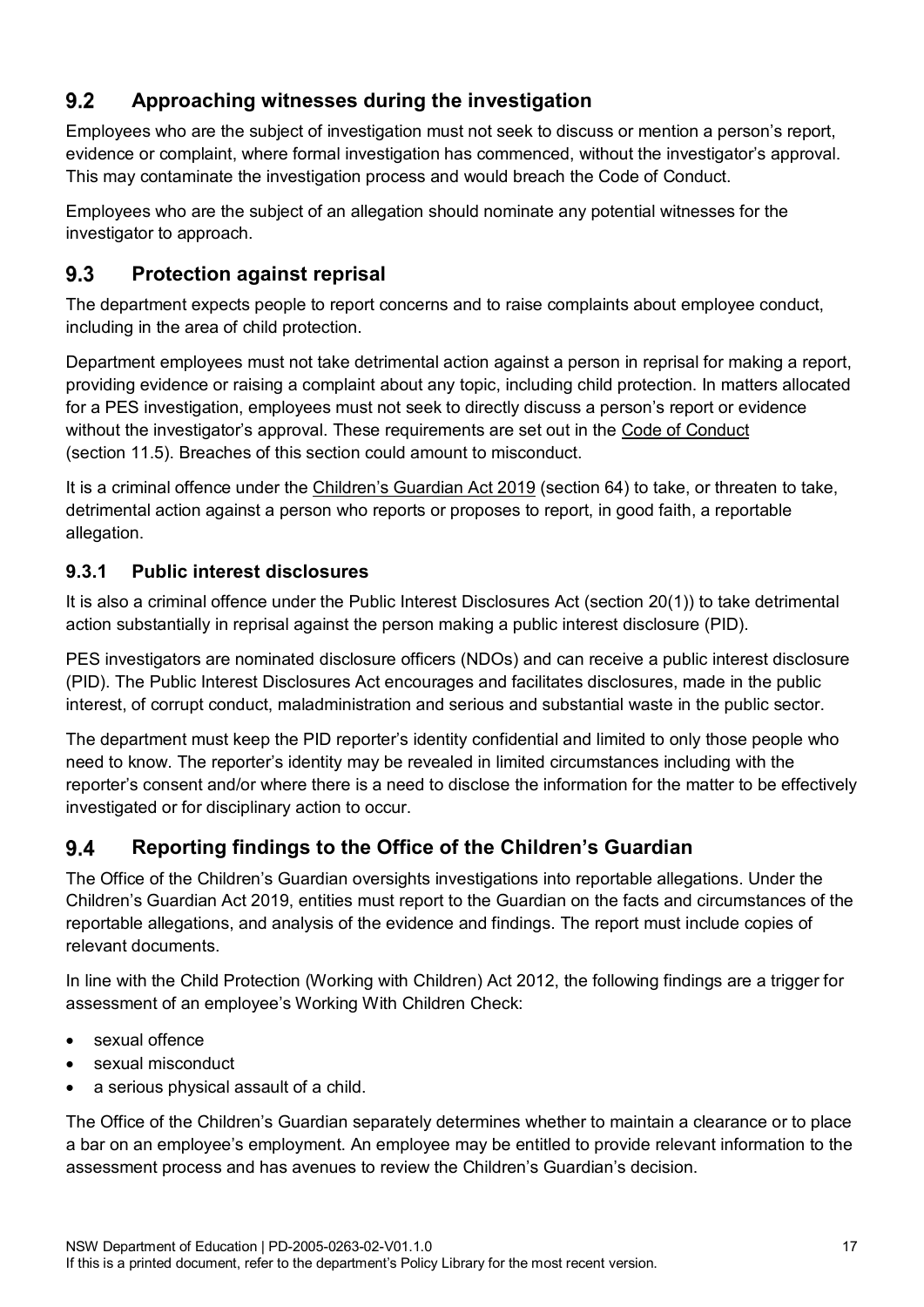## 9.2 Approaching witnesses during the investigation

Employees who are the subject of investigation must not seek to discuss or mention a person's report, evidence or complaint, where formal investigation has commenced, without the investigator's approval. This may contaminate the investigation process and would breach the Code of Conduct.

Employees who are the subject of an allegation should nominate any potential witnesses for the investigator to approach.

## 9.3 Protection against reprisal

The department expects people to report concerns and to raise complaints about employee conduct, including in the area of child protection.

Department employees must not take detrimental action against a person in reprisal for making a report, providing evidence or raising a complaint about any topic, including child protection. In matters allocated for a PES investigation, employees must not seek to directly discuss a person's report or evidence without the investigator's approval. These requirements are set out in the Code of Conduct (section 11.5). Breaches of this section could amount to misconduct.

It is a criminal offence under the Children's Guardian Act 2019 (section 64) to take, or threaten to take, detrimental action against a person who reports or proposes to report, in good faith, a reportable allegation.

### 9.3.1 Public interest disclosures

It is also a criminal offence under the Public Interest Disclosures Act (section 20(1)) to take detrimental action substantially in reprisal against the person making a public interest disclosure (PID).

PES investigators are nominated disclosure officers (NDOs) and can receive a public interest disclosure (PID). The Public Interest Disclosures Act encourages and facilitates disclosures, made in the public interest, of corrupt conduct, maladministration and serious and substantial waste in the public sector.

The department must keep the PID reporter's identity confidential and limited to only those people who need to know. The reporter's identity may be revealed in limited circumstances including with the reporter's consent and/or where there is a need to disclose the information for the matter to be effectively investigated or for disciplinary action to occur.

## 9.4 Reporting findings to the Office of the Children's Guardian

The Office of the Children's Guardian oversights investigations into reportable allegations. Under the Children's Guardian Act 2019, entities must report to the Guardian on the facts and circumstances of the reportable allegations, and analysis of the evidence and findings. The report must include copies of relevant documents.

In line with the Child Protection (Working with Children) Act 2012, the following findings are a trigger for assessment of an employee's Working With Children Check:

- sexual offence
- sexual misconduct
- a serious physical assault of a child.

The Office of the Children's Guardian separately determines whether to maintain a clearance or to place a bar on an employee's employment. An employee may be entitled to provide relevant information to the assessment process and has avenues to review the Children's Guardian's decision.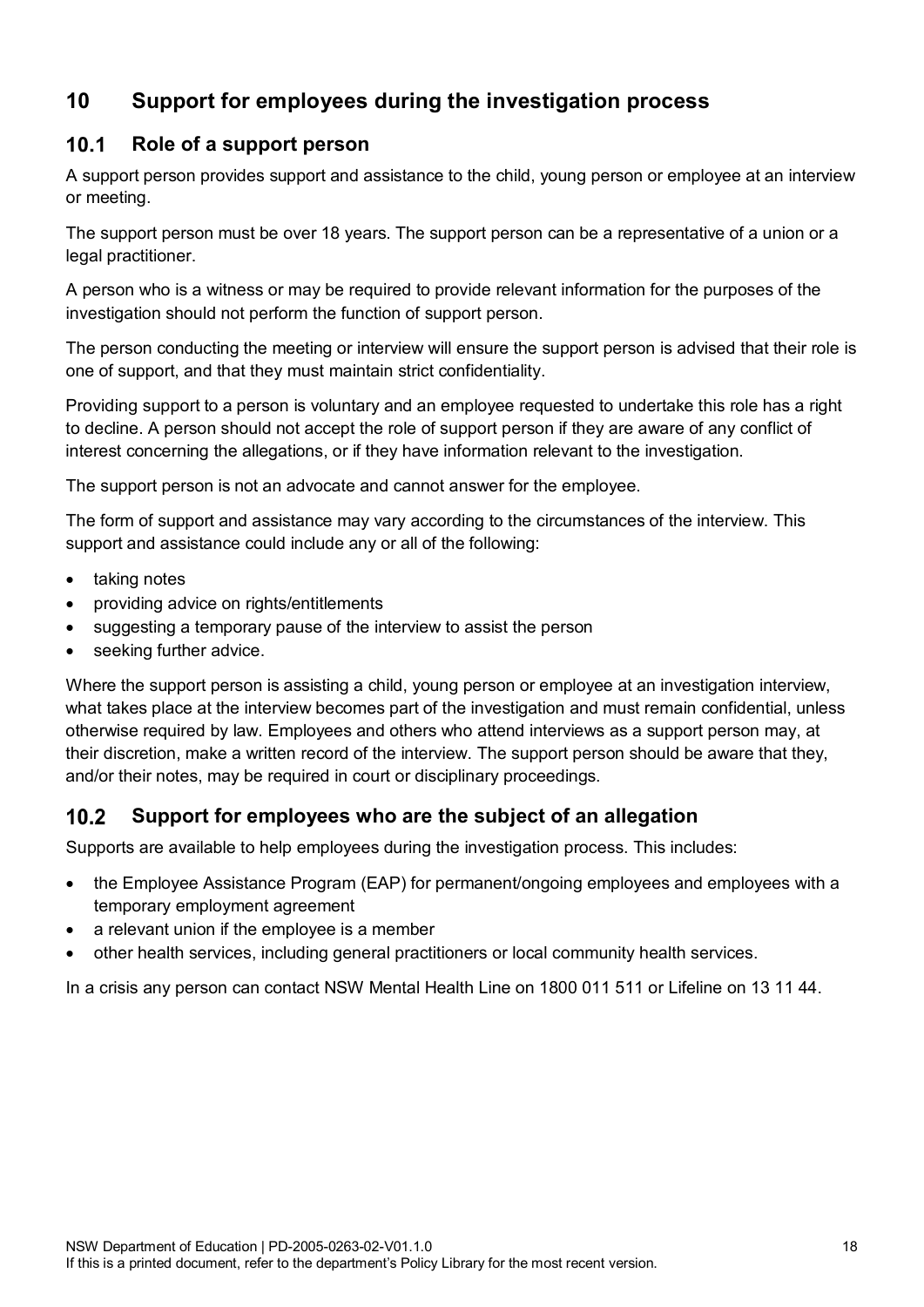## 10 Support for employees during the investigation process

### 10.1 Role of a support person

A support person provides support and assistance to the child, young person or employee at an interview or meeting.

The support person must be over 18 years. The support person can be a representative of a union or a legal practitioner.

A person who is a witness or may be required to provide relevant information for the purposes of the investigation should not perform the function of support person.

The person conducting the meeting or interview will ensure the support person is advised that their role is one of support, and that they must maintain strict confidentiality.

Providing support to a person is voluntary and an employee requested to undertake this role has a right to decline. A person should not accept the role of support person if they are aware of any conflict of interest concerning the allegations, or if they have information relevant to the investigation.

The support person is not an advocate and cannot answer for the employee.

The form of support and assistance may vary according to the circumstances of the interview. This support and assistance could include any or all of the following:

- taking notes
- providing advice on rights/entitlements
- suggesting a temporary pause of the interview to assist the person
- seeking further advice.

Where the support person is assisting a child, young person or employee at an investigation interview, what takes place at the interview becomes part of the investigation and must remain confidential, unless otherwise required by law. Employees and others who attend interviews as a support person may, at their discretion, make a written record of the interview. The support person should be aware that they, and/or their notes, may be required in court or disciplinary proceedings.

### 10.2 Support for employees who are the subject of an allegation

Supports are available to help employees during the investigation process. This includes:

- the Employee Assistance Program (EAP) for permanent/ongoing employees and employees with a temporary employment agreement
- a relevant union if the employee is a member
- other health services, including general practitioners or local community health services.

In a crisis any person can contact NSW Mental Health Line on 1800 011 511 or Lifeline on 13 11 44.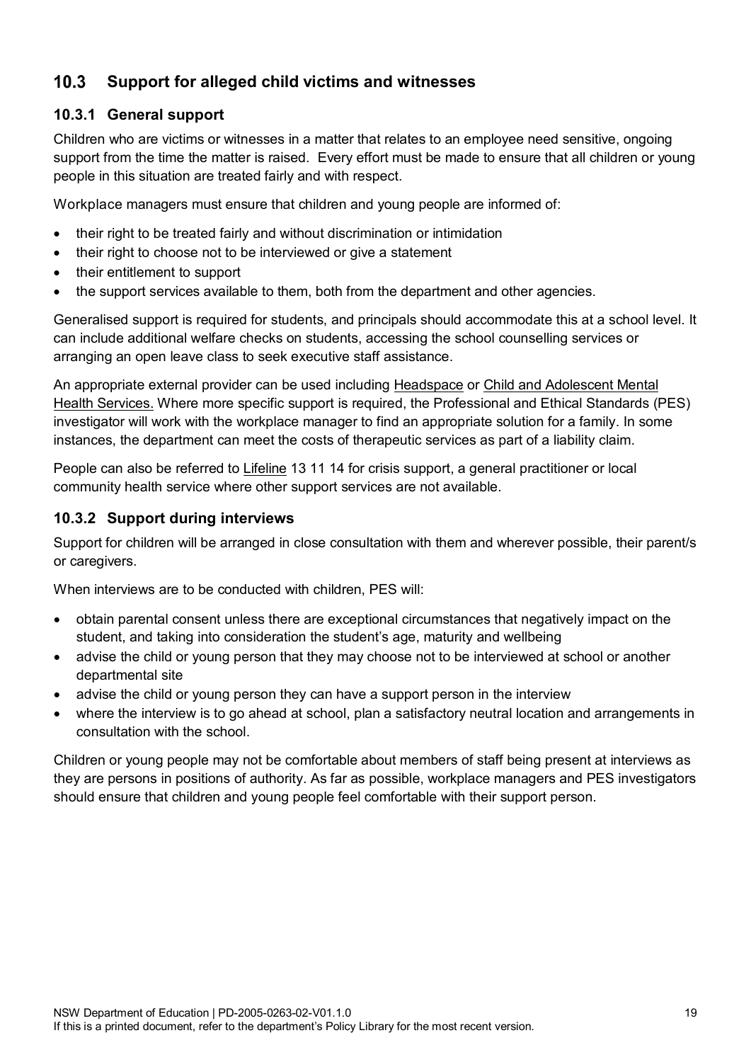## 10.3 Support for alleged child victims and witnesses

### 10.3.1 General support

Children who are victims or witnesses in a matter that relates to an employee need sensitive, ongoing support from the time the matter is raised. Every effort must be made to ensure that all children or young people in this situation are treated fairly and with respect.

Workplace managers must ensure that children and young people are informed of:

- their right to be treated fairly and without discrimination or intimidation
- their right to choose not to be interviewed or give a statement
- their entitlement to support
- the support services available to them, both from the department and other agencies.

Generalised support is required for students, and principals should accommodate this at a school level. It can include additional welfare checks on students, accessing the school counselling services or arranging an open leave class to seek executive staff assistance.

An appropriate external provider can be used including Headspace or Child and Adolescent Mental Health Services. Where more specific support is required, the Professional and Ethical Standards (PES) investigator will work with the workplace manager to find an appropriate solution for a family. In some instances, the department can meet the costs of therapeutic services as part of a liability claim.

People can also be referred to Lifeline 13 11 14 for crisis support, a general practitioner or local community health service where other support services are not available.

### 10.3.2 Support during interviews

Support for children will be arranged in close consultation with them and wherever possible, their parent/s or caregivers.

When interviews are to be conducted with children, PES will:

- obtain parental consent unless there are exceptional circumstances that negatively impact on the student, and taking into consideration the student's age, maturity and wellbeing
- advise the child or young person that they may choose not to be interviewed at school or another departmental site
- advise the child or young person they can have a support person in the interview
- where the interview is to go ahead at school, plan a satisfactory neutral location and arrangements in consultation with the school.

Children or young people may not be comfortable about members of staff being present at interviews as they are persons in positions of authority. As far as possible, workplace managers and PES investigators should ensure that children and young people feel comfortable with their support person.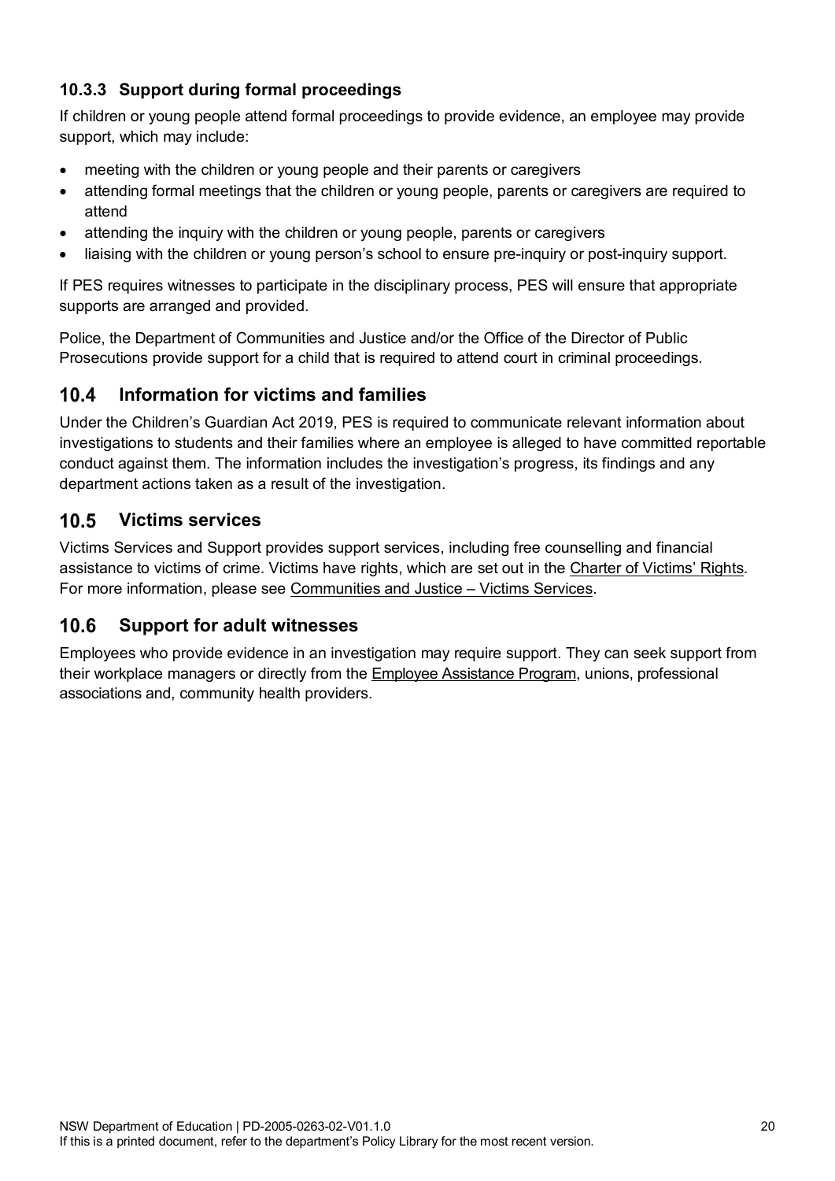### 10.3.3 Support during formal proceedings

If children or young people attend formal proceedings to provide evidence, an employee may provide support, which may include:

- meeting with the children or young people and their parents or caregivers
- attending formal meetings that the children or young people, parents or caregivers are required to attend
- attending the inquiry with the children or young people, parents or caregivers
- liaising with the children or young person's school to ensure pre-inquiry or post-inquiry support.

If PES requires witnesses to participate in the disciplinary process, PES will ensure that appropriate supports are arranged and provided.

Police, the Department of Communities and Justice and/or the Office of the Director of Public Prosecutions provide support for a child that is required to attend court in criminal proceedings.

## 10.4 Information for victims and families

Under the Children's Guardian Act 2019, PES is required to communicate relevant information about investigations to students and their families where an employee is alleged to have committed reportable conduct against them. The information includes the investigation's progress, its findings and any department actions taken as a result of the investigation.

## 10.5 Victims services

Victims Services and Support provides support services, including free counselling and financial assistance to victims of crime. Victims have rights, which are set out in the Charter of Victims' Rights. For more information, please see Communities and Justice – Victims Services.

## 10.6 Support for adult witnesses

Employees who provide evidence in an investigation may require support. They can seek support from their workplace managers or directly from the Employee Assistance Program, unions, professional associations and, community health providers.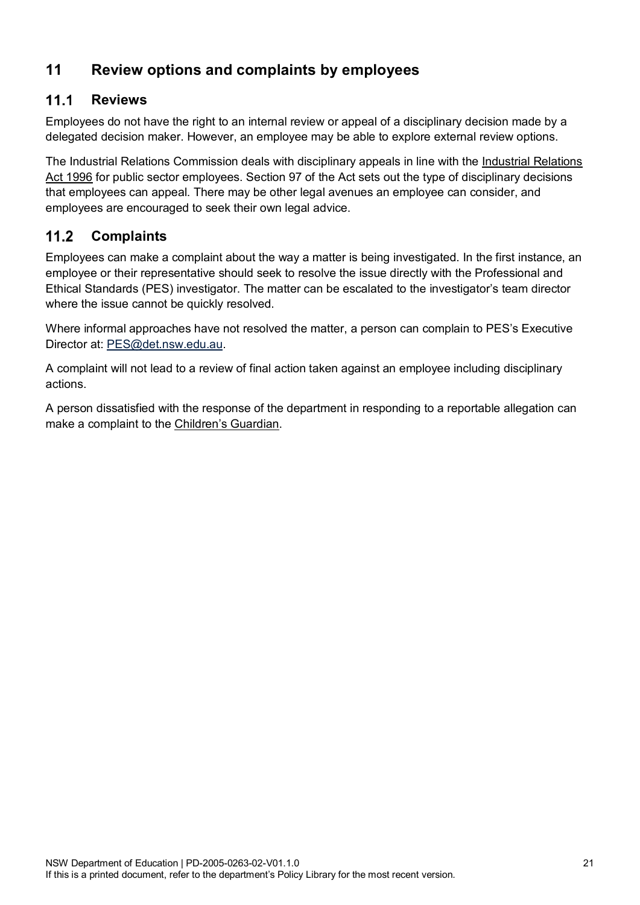## 11 Review options and complaints by employees

### 11.1 Reviews

Employees do not have the right to an internal review or appeal of a disciplinary decision made by a delegated decision maker. However, an employee may be able to explore external review options.

The Industrial Relations Commission deals with disciplinary appeals in line with the Industrial Relations Act 1996 for public sector employees. Section 97 of the Act sets out the type of disciplinary decisions that employees can appeal. There may be other legal avenues an employee can consider, and employees are encouraged to seek their own legal advice.

### 11.2 Complaints

Employees can make a complaint about the way a matter is being investigated. In the first instance, an employee or their representative should seek to resolve the issue directly with the Professional and Ethical Standards (PES) investigator. The matter can be escalated to the investigator's team director where the issue cannot be quickly resolved.

Where informal approaches have not resolved the matter, a person can complain to PES's Executive Director at: PES@det.nsw.edu.au.

A complaint will not lead to a review of final action taken against an employee including disciplinary actions.

A person dissatisfied with the response of the department in responding to a reportable allegation can make a complaint to the Children's Guardian.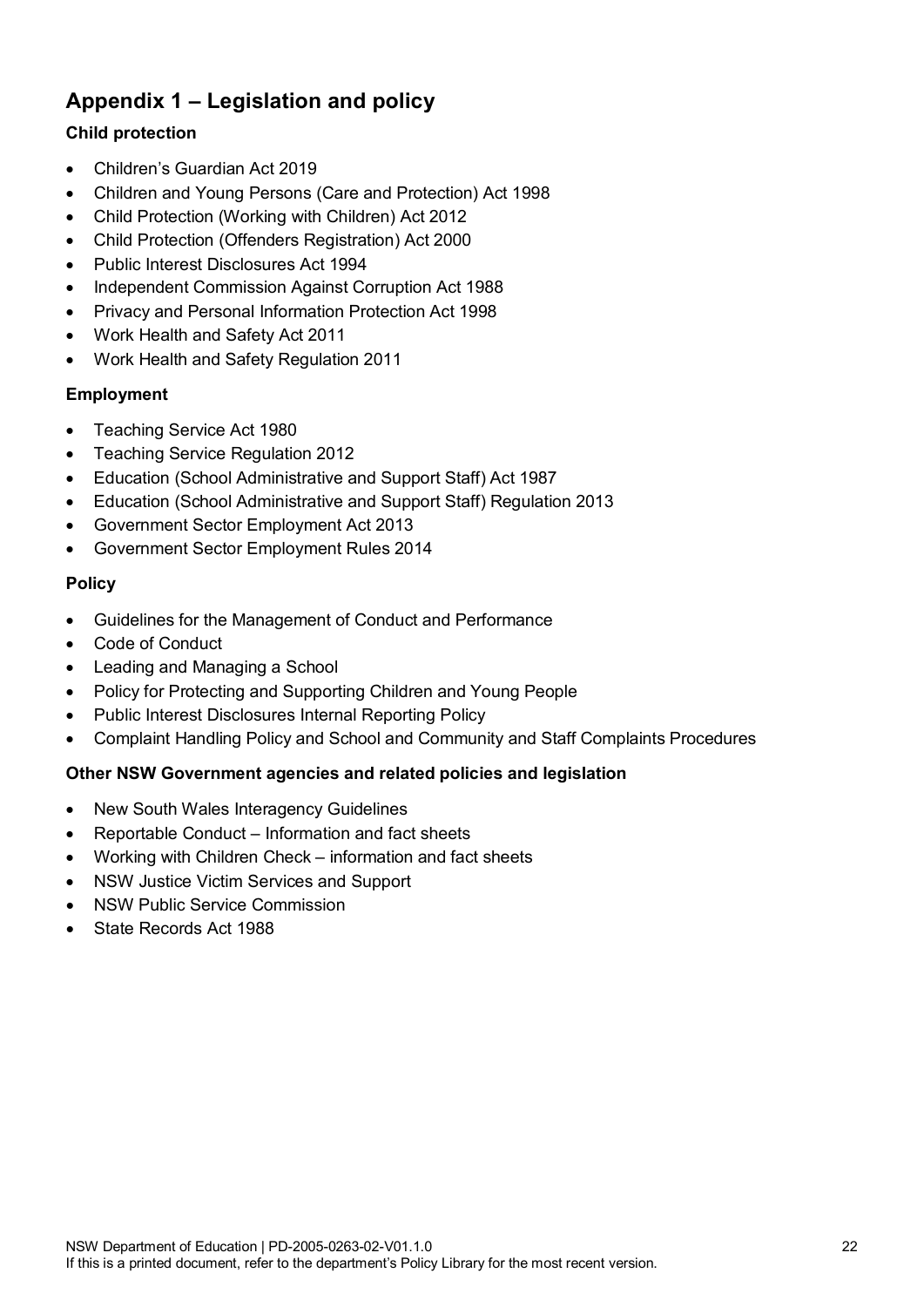## Appendix 1 – Legislation and policy

### Child protection

- Children's Guardian Act 2019
- Children and Young Persons (Care and Protection) Act 1998
- Child Protection (Working with Children) Act 2012
- Child Protection (Offenders Registration) Act 2000
- Public Interest Disclosures Act 1994
- Independent Commission Against Corruption Act 1988
- Privacy and Personal Information Protection Act 1998
- Work Health and Safety Act 2011
- Work Health and Safety Regulation 2011

### Employment

- Teaching Service Act 1980
- Teaching Service Regulation 2012
- Education (School Administrative and Support Staff) Act 1987
- Education (School Administrative and Support Staff) Regulation 2013
- Government Sector Employment Act 2013
- Government Sector Employment Rules 2014

### Policy

- Guidelines for the Management of Conduct and Performance
- Code of Conduct
- Leading and Managing a School
- Policy for Protecting and Supporting Children and Young People
- Public Interest Disclosures Internal Reporting Policy
- Complaint Handling Policy and School and Community and Staff Complaints Procedures

### Other NSW Government agencies and related policies and legislation

- New South Wales Interagency Guidelines
- Reportable Conduct – Information and fact sheets
- Working with Children Check – information and fact sheets
- NSW Justice Victim Services and Support
- NSW Public Service Commission
- State Records Act 1988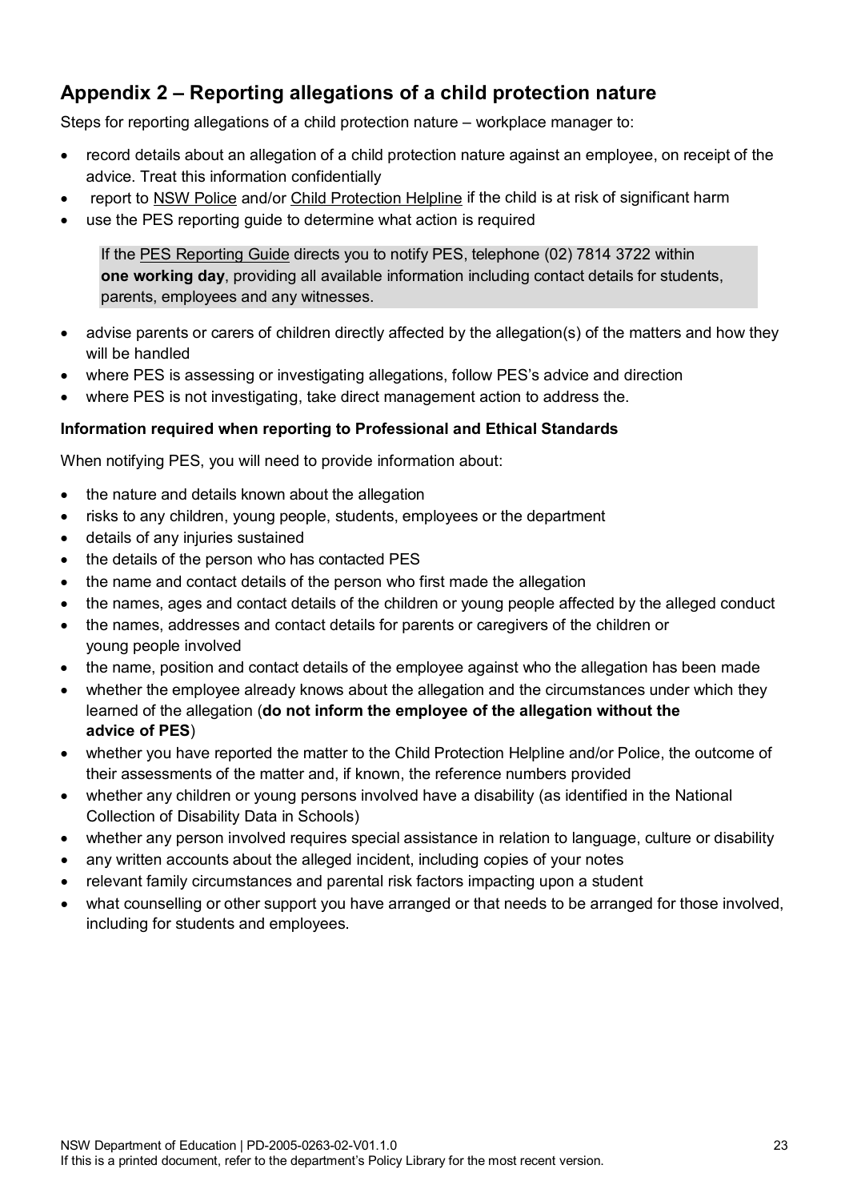## Appendix 2 – Reporting allegations of a child protection nature

Steps for reporting allegations of a child protection nature – workplace manager to:

- record details about an allegation of a child protection nature against an employee, on receipt of the advice. Treat this information confidentially
- report to NSW Police and/or Child Protection Helpline if the child is at risk of significant harm
- use the PES reporting guide to determine what action is required

> If the PES Reporting Guide directs you to notify PES, telephone (02) 7814 3722 within **one working day**, providing all available information including contact details for students, parents, employees and any witnesses.

- advise parents or carers of children directly affected by the allegation(s) of the matters and how they will be handled
- where PES is assessing or investigating allegations, follow PES's advice and direction
- where PES is not investigating, take direct management action to address the.

**Information required when reporting to Professional and Ethical Standards**

When notifying PES, you will need to provide information about:

- the nature and details known about the allegation
- risks to any children, young people, students, employees or the department
- details of any injuries sustained
- the details of the person who has contacted PES
- the name and contact details of the person who first made the allegation
- the names, ages and contact details of the children or young people affected by the alleged conduct
- the names, addresses and contact details for parents or caregivers of the children or young people involved
- the name, position and contact details of the employee against who the allegation has been made
- whether the employee already knows about the allegation and the circumstances under which they learned of the allegation (**do not inform the employee of the allegation without the advice of PES**)
- whether you have reported the matter to the Child Protection Helpline and/or Police, the outcome of their assessments of the matter and, if known, the reference numbers provided
- whether any children or young persons involved have a disability (as identified in the National Collection of Disability Data in Schools)
- whether any person involved requires special assistance in relation to language, culture or disability
- any written accounts about the alleged incident, including copies of your notes
- relevant family circumstances and parental risk factors impacting upon a student
- what counselling or other support you have arranged or that needs to be arranged for those involved, including for students and employees.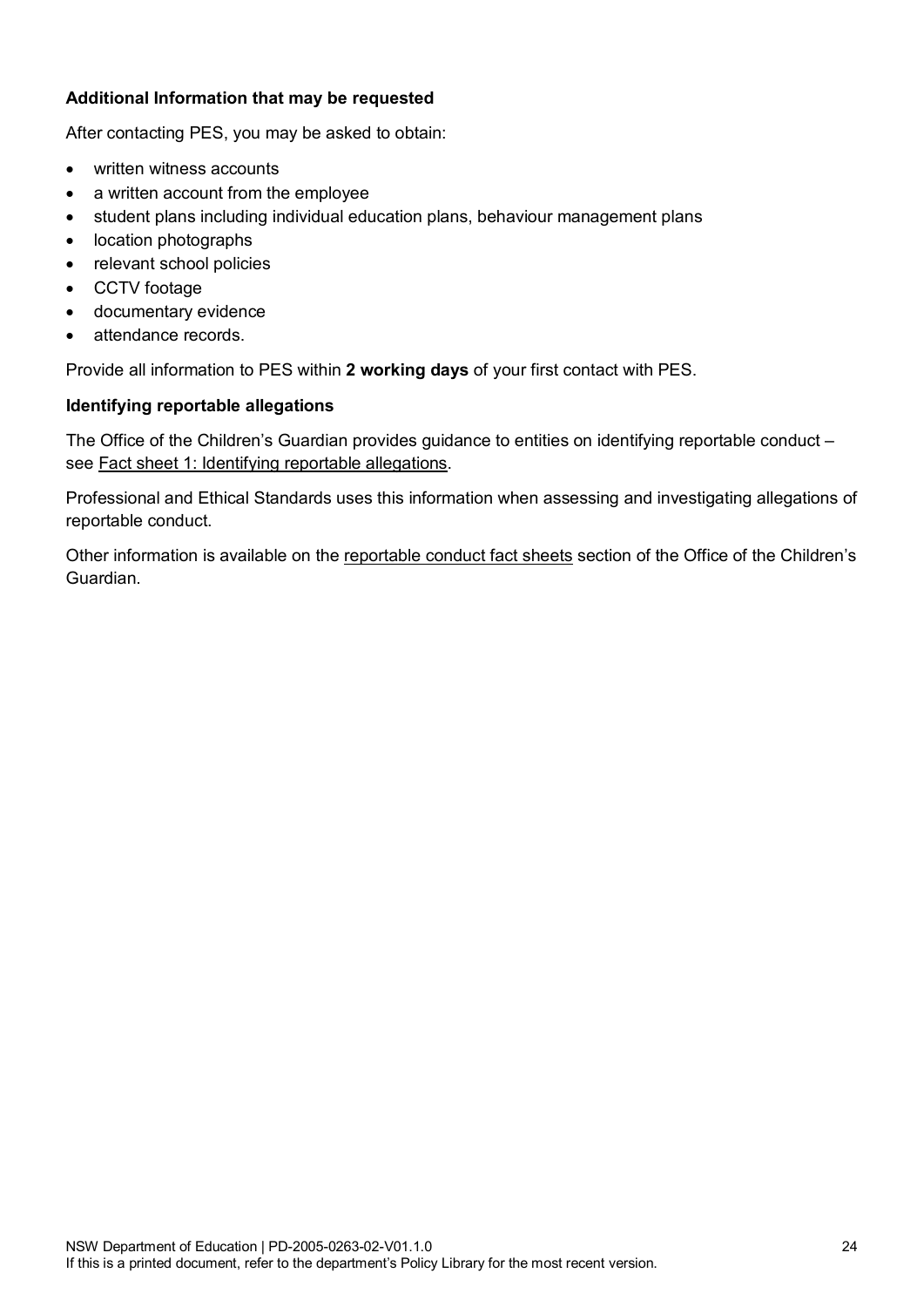**Additional Information that may be requested**

After contacting PES, you may be asked to obtain:

- written witness accounts
- a written account from the employee
- student plans including individual education plans, behaviour management plans
- location photographs
- relevant school policies
- CCTV footage
- documentary evidence
- attendance records.

Provide all information to PES within **2 working days** of your first contact with PES.

**Identifying reportable allegations**

The Office of the Children's Guardian provides guidance to entities on identifying reportable conduct – see Fact sheet 1: Identifying reportable allegations.

Professional and Ethical Standards uses this information when assessing and investigating allegations of reportable conduct.

Other information is available on the reportable conduct fact sheets section of the Office of the Children's Guardian.